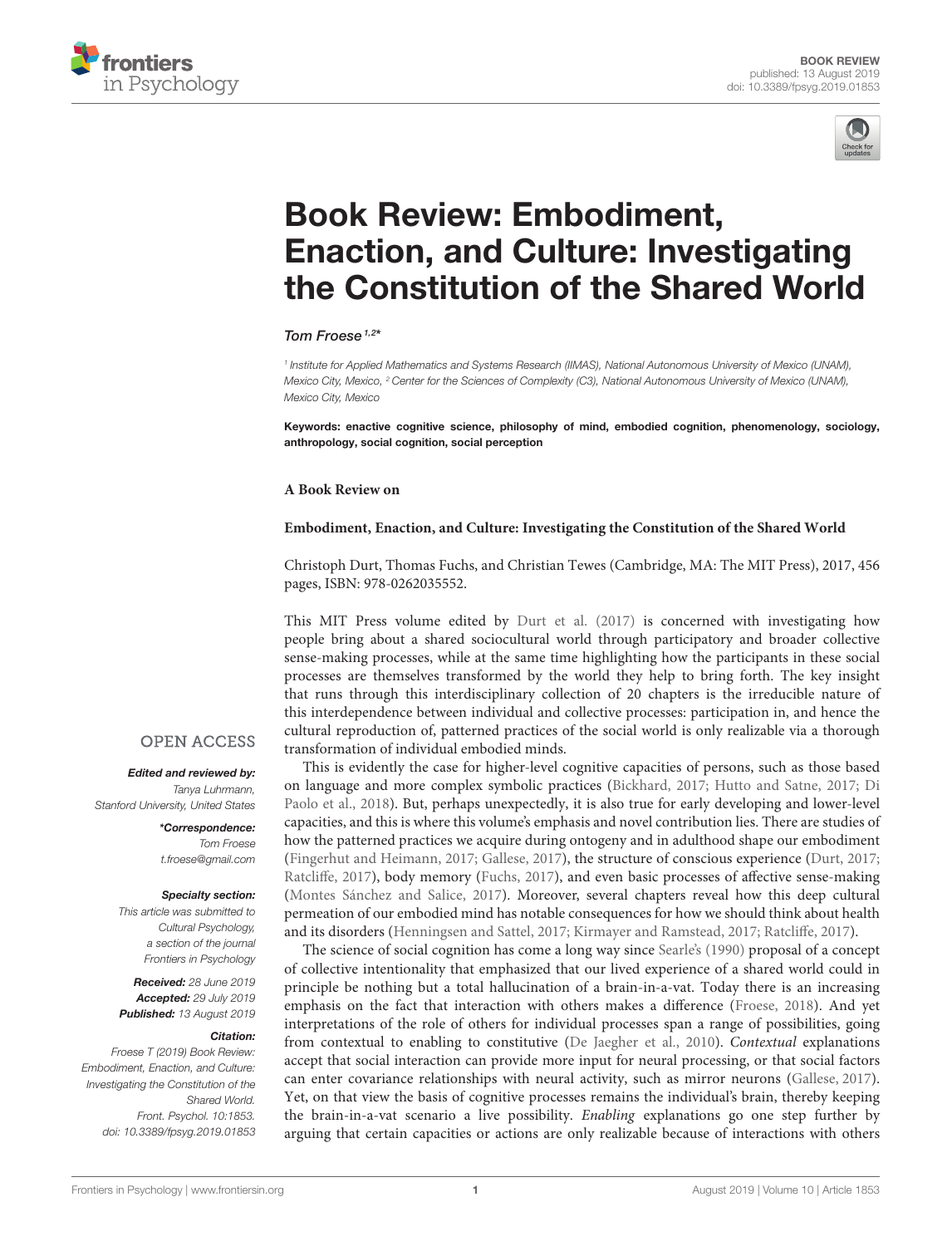# Book Review: Embodiment, Enaction, and Culture: Investigating the Constitution of the Shared World

*Tom Froese*[1,2]*

[1] Institute for Applied Mathematics and Systems Research (IIMAS), National Autonomous University of Mexico (UNAM), Mexico City, Mexico, [2] Center for the Sciences of Complexity (C3), National Autonomous University of Mexico (UNAM), Mexico City, Mexico

**Keywords: enactive cognitive science, philosophy of mind, embodied cognition, phenomenology, sociology, anthropology, social cognition, social perception**

**A Book Review on**

**Embodiment, Enaction, and Culture: Investigating the Constitution of the Shared World**

Christoph Durt, Thomas Fuchs, and Christian Tewes (Cambridge, MA: The MIT Press), 2017, 456 pages, ISBN: 978-0262035552.

**OPEN ACCESS**

***Edited and reviewed by:***
*Tanya Luhrmann, Stanford University, United States*

***\*Correspondence:***
*Tom Froese*
*t.froese@gmail.com*

***Specialty section:***
*This article was submitted to Cultural Psychology, a section of the journal Frontiers in Psychology*

***Received:*** *28 June 2019*
***Accepted:*** *29 July 2019*
***Published:*** *13 August 2019*

***Citation:***
*Froese T (2019) Book Review: Embodiment, Enaction, and Culture: Investigating the Constitution of the Shared World. Front. Psychol. 10:1853. doi: 10.3389/fpsyg.2019.01853*

This MIT Press volume edited by Durt et al. (2017) is concerned with investigating how people bring about a shared sociocultural world through participatory and broader collective sense-making processes, while at the same time highlighting how the participants in these social processes are themselves transformed by the world they help to bring forth. The key insight that runs through this interdisciplinary collection of 20 chapters is the irreducible nature of this interdependence between individual and collective processes: participation in, and hence the cultural reproduction of, patterned practices of the social world is only realizable via a thorough transformation of individual embodied minds.

This is evidently the case for higher-level cognitive capacities of persons, such as those based on language and more complex symbolic practices (Bickhard, 2017; Hutto and Satne, 2017; Di Paolo et al., 2018). But, perhaps unexpectedly, it is also true for early developing and lower-level capacities, and this is where this volume's emphasis and novel contribution lies. There are studies of how the patterned practices we acquire during ontogeny and in adulthood shape our embodiment (Fingerhut and Heimann, 2017; Gallese, 2017), the structure of conscious experience (Durt, 2017; Ratcliffe, 2017), body memory (Fuchs, 2017), and even basic processes of affective sense-making (Montes Sánchez and Salice, 2017). Moreover, several chapters reveal how this deep cultural permeation of our embodied mind has notable consequences for how we should think about health and its disorders (Henningsen and Sattel, 2017; Kirmayer and Ramstead, 2017; Ratcliffe, 2017).

The science of social cognition has come a long way since Searle's (1990) proposal of a concept of collective intentionality that emphasized that our lived experience of a shared world could in principle be nothing but a total hallucination of a brain-in-a-vat. Today there is an increasing emphasis on the fact that interaction with others makes a difference (Froese, 2018). And yet interpretations of the role of others for individual processes span a range of possibilities, going from contextual to enabling to constitutive (De Jaegher et al., 2010). *Contextual* explanations accept that social interaction can provide more input for neural processing, or that social factors can enter covariance relationships with neural activity, such as mirror neurons (Gallese, 2017). Yet, on that view the basis of cognitive processes remains the individual's brain, thereby keeping the brain-in-a-vat scenario a live possibility. *Enabling* explanations go one step further by arguing that certain capacities or actions are only realizable because of interactions with others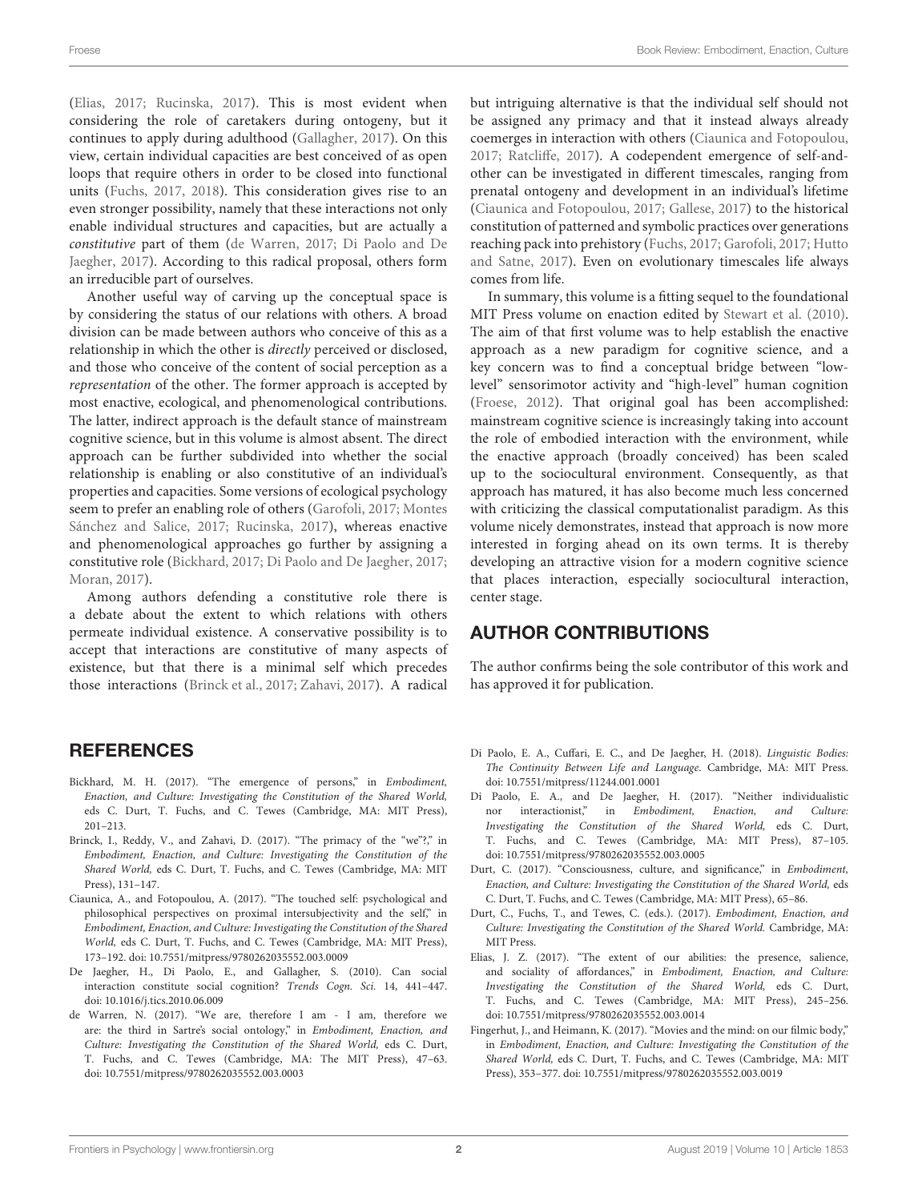(Elias, 2017; Rucinska, 2017). This is most evident when considering the role of caretakers during ontogeny, but it continues to apply during adulthood (Gallagher, 2017). On this view, certain individual capacities are best conceived of as open loops that require others in order to be closed into functional units (Fuchs, 2017, 2018). This consideration gives rise to an even stronger possibility, namely that these interactions not only enable individual structures and capacities, but are actually a *constitutive* part of them (de Warren, 2017; Di Paolo and De Jaegher, 2017). According to this radical proposal, others form an irreducible part of ourselves.

Another useful way of carving up the conceptual space is by considering the status of our relations with others. A broad division can be made between authors who conceive of this as a relationship in which the other is *directly* perceived or disclosed, and those who conceive of the content of social perception as a *representation* of the other. The former approach is accepted by most enactive, ecological, and phenomenological contributions. The latter, indirect approach is the default stance of mainstream cognitive science, but in this volume is almost absent. The direct approach can be further subdivided into whether the social relationship is enabling or also constitutive of an individual's properties and capacities. Some versions of ecological psychology seem to prefer an enabling role of others (Garofoli, 2017; Montes Sánchez and Salice, 2017; Rucinska, 2017), whereas enactive and phenomenological approaches go further by assigning a constitutive role (Bickhard, 2017; Di Paolo and De Jaegher, 2017; Moran, 2017).

Among authors defending a constitutive role there is a debate about the extent to which relations with others permeate individual existence. A conservative possibility is to accept that interactions are constitutive of many aspects of existence, but that there is a minimal self which precedes those interactions (Brinck et al., 2017; Zahavi, 2017). A radical but intriguing alternative is that the individual self should not be assigned any primacy and that it instead always already coemerges in interaction with others (Ciaunica and Fotopoulou, 2017; Ratcliffe, 2017). A codependent emergence of self-and-other can be investigated in different timescales, ranging from prenatal ontogeny and development in an individual's lifetime (Ciaunica and Fotopoulou, 2017; Gallese, 2017) to the historical constitution of patterned and symbolic practices over generations reaching pack into prehistory (Fuchs, 2017; Garofoli, 2017; Hutto and Satne, 2017). Even on evolutionary timescales life always comes from life.

In summary, this volume is a fitting sequel to the foundational MIT Press volume on enaction edited by Stewart et al. (2010). The aim of that first volume was to help establish the enactive approach as a new paradigm for cognitive science, and a key concern was to find a conceptual bridge between "low-level" sensorimotor activity and "high-level" human cognition (Froese, 2012). That original goal has been accomplished: mainstream cognitive science is increasingly taking into account the role of embodied interaction with the environment, while the enactive approach (broadly conceived) has been scaled up to the sociocultural environment. Consequently, as that approach has matured, it has also become much less concerned with criticizing the classical computationalist paradigm. As this volume nicely demonstrates, instead that approach is now more interested in forging ahead on its own terms. It is thereby developing an attractive vision for a modern cognitive science that places interaction, especially sociocultural interaction, center stage.

## AUTHOR CONTRIBUTIONS

The author confirms being the sole contributor of this work and has approved it for publication.

## REFERENCES

Bickhard, M. H. (2017). "The emergence of persons," in *Embodiment, Enaction, and Culture: Investigating the Constitution of the Shared World,* eds C. Durt, T. Fuchs, and C. Tewes (Cambridge, MA: MIT Press), 201–213.

Brinck, I., Reddy, V., and Zahavi, D. (2017). "The primacy of the "we"?," in *Embodiment, Enaction, and Culture: Investigating the Constitution of the Shared World,* eds C. Durt, T. Fuchs, and C. Tewes (Cambridge, MA: MIT Press), 131–147.

Ciaunica, A., and Fotopoulou, A. (2017). "The touched self: psychological and philosophical perspectives on proximal intersubjectivity and the self," in *Embodiment, Enaction, and Culture: Investigating the Constitution of the Shared World,* eds C. Durt, T. Fuchs, and C. Tewes (Cambridge, MA: MIT Press), 173–192. doi: 10.7551/mitpress/9780262035552.003.0009

De Jaegher, H., Di Paolo, E., and Gallagher, S. (2010). Can social interaction constitute social cognition? *Trends Cogn. Sci.* 14, 441–447. doi: 10.1016/j.tics.2010.06.009

de Warren, N. (2017). "We are, therefore I am - I am, therefore we are: the third in Sartre's social ontology," in *Embodiment, Enaction, and Culture: Investigating the Constitution of the Shared World,* eds C. Durt, T. Fuchs, and C. Tewes (Cambridge, MA: The MIT Press), 47–63. doi: 10.7551/mitpress/9780262035552.003.0003

Di Paolo, E. A., Cuffari, E. C., and De Jaegher, H. (2018). *Linguistic Bodies: The Continuity Between Life and Language*. Cambridge, MA: MIT Press. doi: 10.7551/mitpress/11244.001.0001

Di Paolo, E. A., and De Jaegher, H. (2017). "Neither individualistic nor interactionist," in *Embodiment, Enaction, and Culture: Investigating the Constitution of the Shared World,* eds C. Durt, T. Fuchs, and C. Tewes (Cambridge, MA: MIT Press), 87–105. doi: 10.7551/mitpress/9780262035552.003.0005

Durt, C. (2017). "Consciousness, culture, and significance," in *Embodiment, Enaction, and Culture: Investigating the Constitution of the Shared World,* eds C. Durt, T. Fuchs, and C. Tewes (Cambridge, MA: MIT Press), 65–86.

Durt, C., Fuchs, T., and Tewes, C. (eds.). (2017). *Embodiment, Enaction, and Culture: Investigating the Constitution of the Shared World*. Cambridge, MA: MIT Press.

Elias, J. Z. (2017). "The extent of our abilities: the presence, salience, and sociality of affordances," in *Embodiment, Enaction, and Culture: Investigating the Constitution of the Shared World,* eds C. Durt, T. Fuchs, and C. Tewes (Cambridge, MA: MIT Press), 245–256. doi: 10.7551/mitpress/9780262035552.003.0014

Fingerhut, J., and Heimann, K. (2017). "Movies and the mind: on our filmic body," in *Embodiment, Enaction, and Culture: Investigating the Constitution of the Shared World,* eds C. Durt, T. Fuchs, and C. Tewes (Cambridge, MA: MIT Press), 353–377. doi: 10.7551/mitpress/9780262035552.003.0019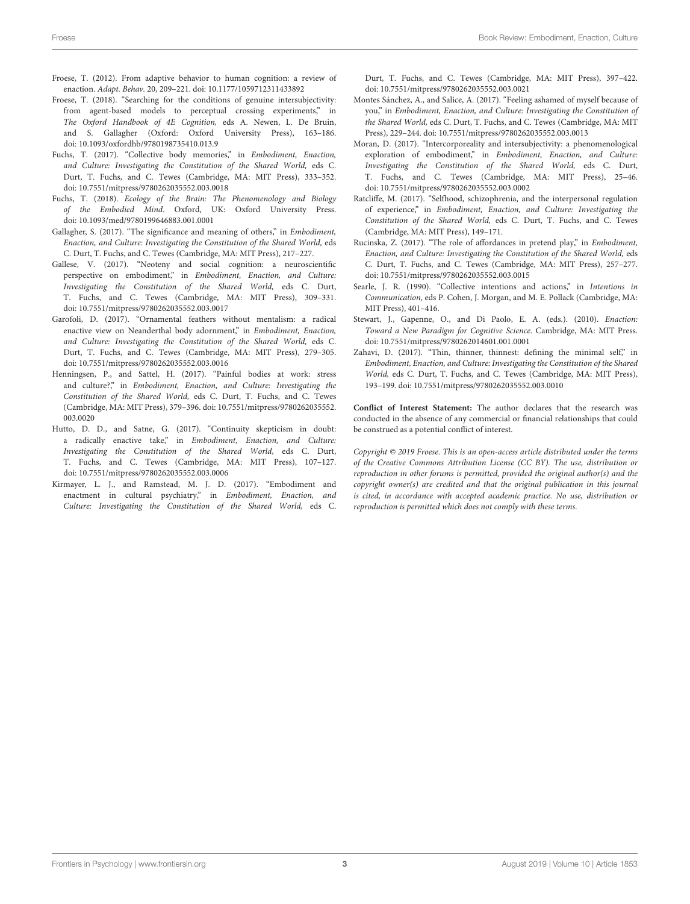Froese, T. (2012). From adaptive behavior to human cognition: a review of enaction. *Adapt. Behav.* 20, 209–221. doi: 10.1177/1059712311433892

Froese, T. (2018). "Searching for the conditions of genuine intersubjectivity: from agent-based models to perceptual crossing experiments," in *The Oxford Handbook of 4E Cognition*, eds A. Newen, L. De Bruin, and S. Gallagher (Oxford: Oxford University Press), 163–186. doi: 10.1093/oxfordhb/9780198735410.013.9

Fuchs, T. (2017). "Collective body memories," in *Embodiment, Enaction, and Culture: Investigating the Constitution of the Shared World*, eds C. Durt, T. Fuchs, and C. Tewes (Cambridge, MA: MIT Press), 333–352. doi: 10.7551/mitpress/9780262035552.003.0018

Fuchs, T. (2018). *Ecology of the Brain: The Phenomenology and Biology of the Embodied Mind.* Oxford, UK: Oxford University Press. doi: 10.1093/med/9780199646883.001.0001

Gallagher, S. (2017). "The significance and meaning of others," in *Embodiment, Enaction, and Culture: Investigating the Constitution of the Shared World*, eds C. Durt, T. Fuchs, and C. Tewes (Cambridge, MA: MIT Press), 217–227.

Gallese, V. (2017). "Neoteny and social cognition: a neuroscientific perspective on embodiment," in *Embodiment, Enaction, and Culture: Investigating the Constitution of the Shared World*, eds C. Durt, T. Fuchs, and C. Tewes (Cambridge, MA: MIT Press), 309–331. doi: 10.7551/mitpress/9780262035552.003.0017

Garofoli, D. (2017). "Ornamental feathers without mentalism: a radical enactive view on Neanderthal body adornment," in *Embodiment, Enaction, and Culture: Investigating the Constitution of the Shared World*, eds C. Durt, T. Fuchs, and C. Tewes (Cambridge, MA: MIT Press), 279–305. doi: 10.7551/mitpress/9780262035552.003.0016

Henningsen, P., and Sattel, H. (2017). "Painful bodies at work: stress and culture?," in *Embodiment, Enaction, and Culture: Investigating the Constitution of the Shared World*, eds C. Durt, T. Fuchs, and C. Tewes (Cambridge, MA: MIT Press), 379–396. doi: 10.7551/mitpress/9780262035552.003.0020

Hutto, D. D., and Satne, G. (2017). "Continuity skepticism in doubt: a radically enactive take," in *Embodiment, Enaction, and Culture: Investigating the Constitution of the Shared World*, eds C. Durt, T. Fuchs, and C. Tewes (Cambridge, MA: MIT Press), 107–127. doi: 10.7551/mitpress/9780262035552.003.0006

Kirmayer, L. J., and Ramstead, M. J. D. (2017). "Embodiment and enactment in cultural psychiatry," in *Embodiment, Enaction, and Culture: Investigating the Constitution of the Shared World*, eds C. Durt, T. Fuchs, and C. Tewes (Cambridge, MA: MIT Press), 397–422. doi: 10.7551/mitpress/9780262035552.003.0021

Montes Sánchez, A., and Salice, A. (2017). "Feeling ashamed of myself because of you," in *Embodiment, Enaction, and Culture: Investigating the Constitution of the Shared World*, eds C. Durt, T. Fuchs, and C. Tewes (Cambridge, MA: MIT Press), 229–244. doi: 10.7551/mitpress/9780262035552.003.0013

Moran, D. (2017). "Intercorporeality and intersubjectivity: a phenomenological exploration of embodiment," in *Embodiment, Enaction, and Culture: Investigating the Constitution of the Shared World*, eds C. Durt, T. Fuchs, and C. Tewes (Cambridge, MA: MIT Press), 25–46. doi: 10.7551/mitpress/9780262035552.003.0002

Ratcliffe, M. (2017). "Selfhood, schizophrenia, and the interpersonal regulation of experience," in *Embodiment, Enaction, and Culture: Investigating the Constitution of the Shared World*, eds C. Durt, T. Fuchs, and C. Tewes (Cambridge, MA: MIT Press), 149–171.

Rucinska, Z. (2017). "The role of affordances in pretend play," in *Embodiment, Enaction, and Culture: Investigating the Constitution of the Shared World*, eds C. Durt, T. Fuchs, and C. Tewes (Cambridge, MA: MIT Press), 257–277. doi: 10.7551/mitpress/9780262035552.003.0015

Searle, J. R. (1990). "Collective intentions and actions," in *Intentions in Communication*, eds P. Cohen, J. Morgan, and M. E. Pollack (Cambridge, MA: MIT Press), 401–416.

Stewart, J., Gapenne, O., and Di Paolo, E. A. (eds.). (2010). *Enaction: Toward a New Paradigm for Cognitive Science.* Cambridge, MA: MIT Press. doi: 10.7551/mitpress/9780262014601.001.0001

Zahavi, D. (2017). "Thin, thinner, thinnest: defining the minimal self," in *Embodiment, Enaction, and Culture: Investigating the Constitution of the Shared World*, eds C. Durt, T. Fuchs, and C. Tewes (Cambridge, MA: MIT Press), 193–199. doi: 10.7551/mitpress/9780262035552.003.0010

**Conflict of Interest Statement:** The author declares that the research was conducted in the absence of any commercial or financial relationships that could be construed as a potential conflict of interest.

*Copyright © 2019 Froese. This is an open-access article distributed under the terms of the Creative Commons Attribution License (CC BY). The use, distribution or reproduction in other forums is permitted, provided the original author(s) and the copyright owner(s) are credited and that the original publication in this journal is cited, in accordance with accepted academic practice. No use, distribution or reproduction is permitted which does not comply with these terms.*